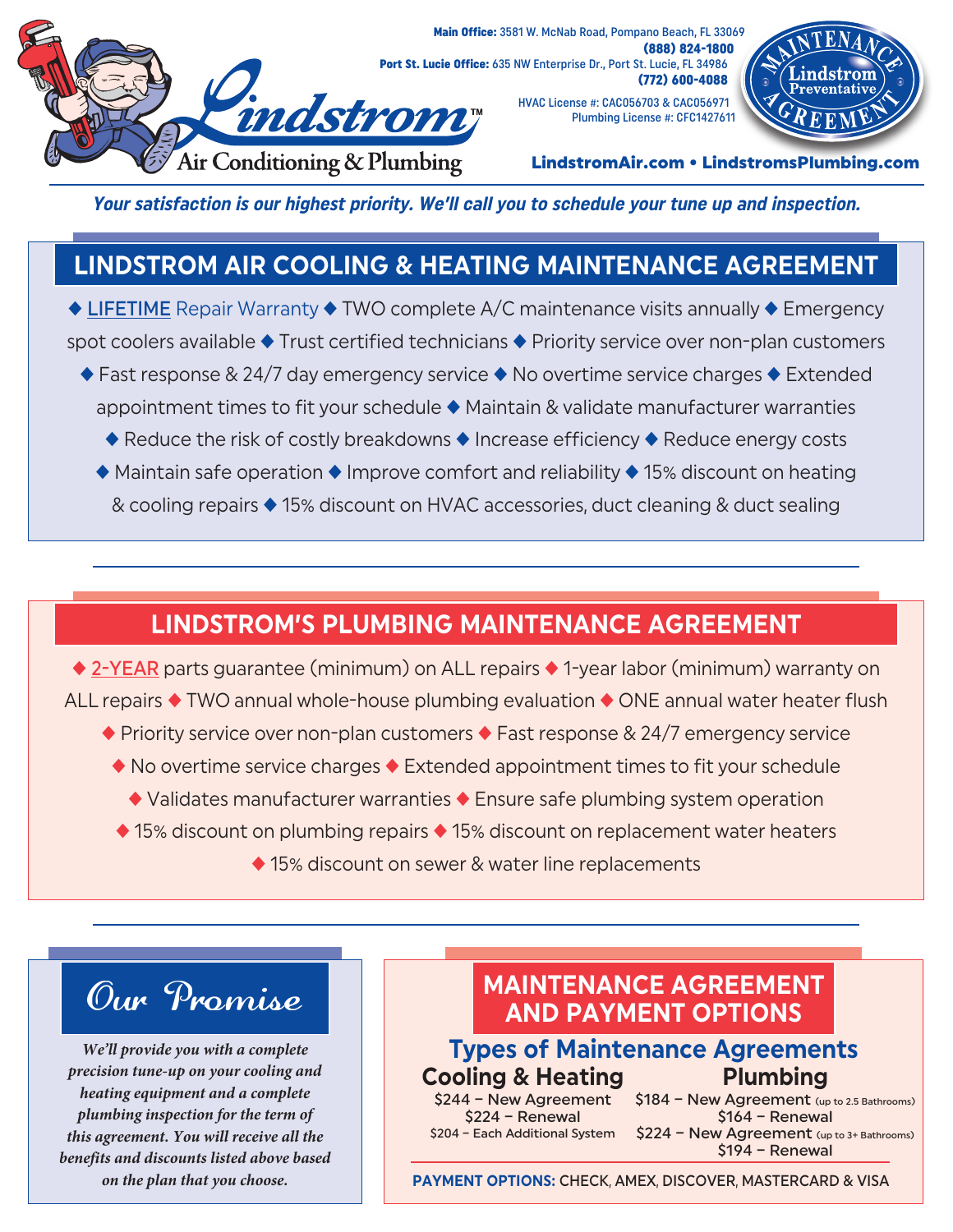# Lindstrom™ Air Conditioning & Plumbing

**Main Office:** 3581 W. McNab Road, Pompano Beach, FL 33069
**(888) 824-1800**
**Port St. Lucie Office:** 635 NW Enterprise Dr., Port St. Lucie, FL 34986
**(772) 600-4088**

HVAC License #: CAC056703 & CAC056971
Plumbing License #: CFC1427611

Maintenance Agreement — Lindstrom Preventative

**LindstromAir.com • LindstromsPlumbing.com**

***Your satisfaction is our highest priority. We'll call you to schedule your tune up and inspection.***

## LINDSTROM AIR COOLING & HEATING MAINTENANCE AGREEMENT

◆ LIFETIME Repair Warranty ◆ TWO complete A/C maintenance visits annually ◆ Emergency spot coolers available ◆ Trust certified technicians ◆ Priority service over non-plan customers ◆ Fast response & 24/7 day emergency service ◆ No overtime service charges ◆ Extended appointment times to fit your schedule ◆ Maintain & validate manufacturer warranties ◆ Reduce the risk of costly breakdowns ◆ Increase efficiency ◆ Reduce energy costs ◆ Maintain safe operation ◆ Improve comfort and reliability ◆ 15% discount on heating & cooling repairs ◆ 15% discount on HVAC accessories, duct cleaning & duct sealing

## LINDSTROM'S PLUMBING MAINTENANCE AGREEMENT

◆ 2-YEAR parts guarantee (minimum) on ALL repairs ◆ 1-year labor (minimum) warranty on ALL repairs ◆ TWO annual whole-house plumbing evaluation ◆ ONE annual water heater flush ◆ Priority service over non-plan customers ◆ Fast response & 24/7 emergency service ◆ No overtime service charges ◆ Extended appointment times to fit your schedule ◆ Validates manufacturer warranties ◆ Ensure safe plumbing system operation ◆ 15% discount on plumbing repairs ◆ 15% discount on replacement water heaters ◆ 15% discount on sewer & water line replacements

## Our Promise

*We'll provide you with a complete precision tune-up on your cooling and heating equipment and a complete plumbing inspection for the term of this agreement. You will receive all the benefits and discounts listed above based on the plan that you choose.*

## MAINTENANCE AGREEMENT AND PAYMENT OPTIONS

### Types of Maintenance Agreements

**Cooling & Heating**
- $244 – New Agreement
- $224 – Renewal
- $204 – Each Additional System

**Plumbing**
- $184 – New Agreement (up to 2.5 Bathrooms)
- $164 – Renewal
- $224 – New Agreement (up to 3+ Bathrooms)
- $194 – Renewal

**PAYMENT OPTIONS:** CHECK, AMEX, DISCOVER, MASTERCARD & VISA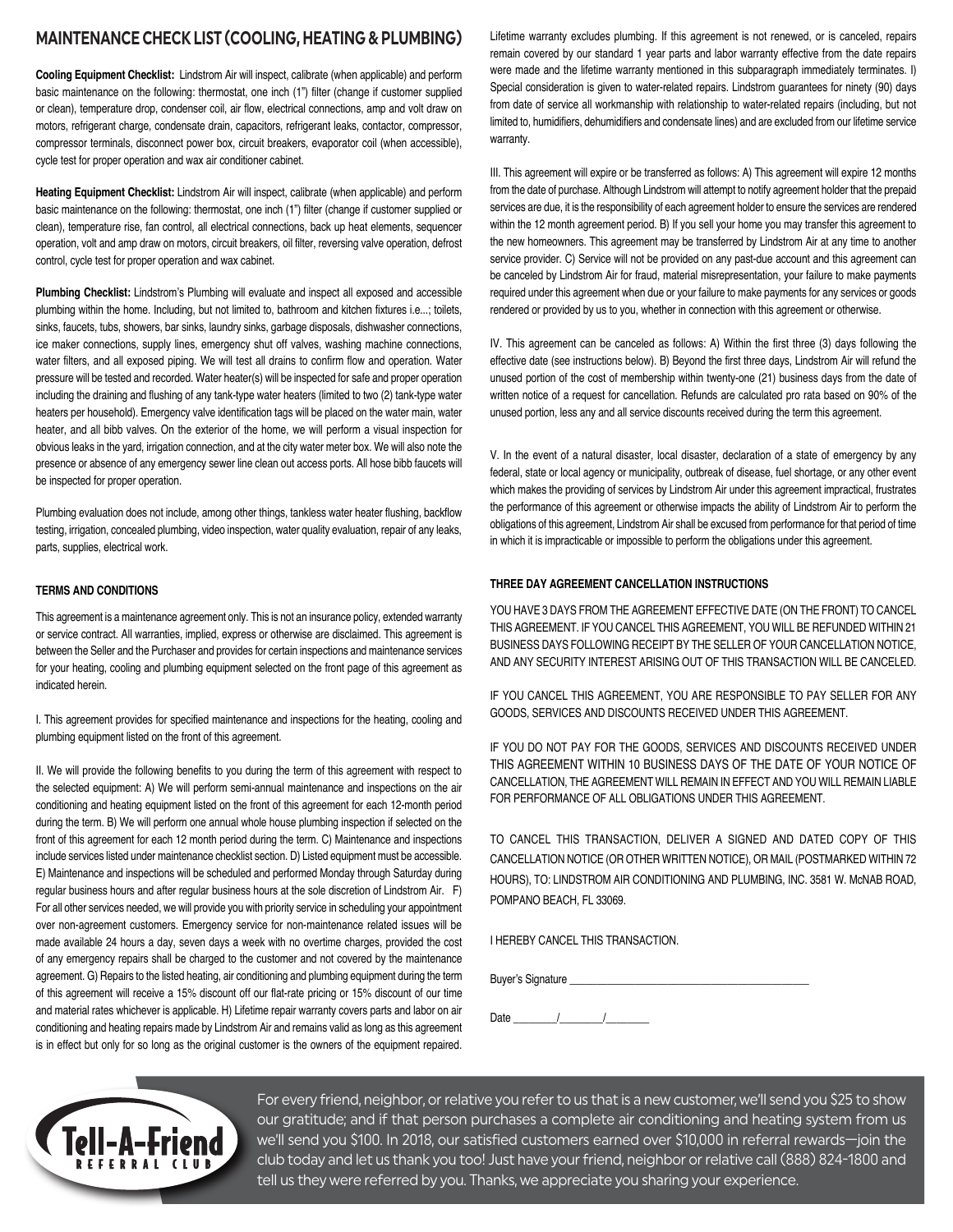## MAINTENANCE CHECK LIST (COOLING, HEATING & PLUMBING)

**Cooling Equipment Checklist:** Lindstrom Air will inspect, calibrate (when applicable) and perform basic maintenance on the following: thermostat, one inch (1") filter (change if customer supplied or clean), temperature drop, condenser coil, air flow, electrical connections, amp and volt draw on motors, refrigerant charge, condensate drain, capacitors, refrigerant leaks, contactor, compressor, compressor terminals, disconnect power box, circuit breakers, evaporator coil (when accessible), cycle test for proper operation and wax air conditioner cabinet.

**Heating Equipment Checklist:** Lindstrom Air will inspect, calibrate (when applicable) and perform basic maintenance on the following: thermostat, one inch (1") filter (change if customer supplied or clean), temperature rise, fan control, all electrical connections, back up heat elements, sequencer operation, volt and amp draw on motors, circuit breakers, oil filter, reversing valve operation, defrost control, cycle test for proper operation and wax cabinet.

**Plumbing Checklist:** Lindstrom's Plumbing will evaluate and inspect all exposed and accessible plumbing within the home. Including, but not limited to, bathroom and kitchen fixtures i.e...; toilets, sinks, faucets, tubs, showers, bar sinks, laundry sinks, garbage disposals, dishwasher connections, ice maker connections, supply lines, emergency shut off valves, washing machine connections, water filters, and all exposed piping. We will test all drains to confirm flow and operation. Water pressure will be tested and recorded. Water heater(s) will be inspected for safe and proper operation including the draining and flushing of any tank-type water heaters (limited to two (2) tank-type water heaters per household). Emergency valve identification tags will be placed on the water main, water heater, and all bibb valves. On the exterior of the home, we will perform a visual inspection for obvious leaks in the yard, irrigation connection, and at the city water meter box. We will also note the presence or absence of any emergency sewer line clean out access ports. All hose bibb faucets will be inspected for proper operation.

Plumbing evaluation does not include, among other things, tankless water heater flushing, backflow testing, irrigation, concealed plumbing, video inspection, water quality evaluation, repair of any leaks, parts, supplies, electrical work.

### TERMS AND CONDITIONS

This agreement is a maintenance agreement only. This is not an insurance policy, extended warranty or service contract. All warranties, implied, express or otherwise are disclaimed. This agreement is between the Seller and the Purchaser and provides for certain inspections and maintenance services for your heating, cooling and plumbing equipment selected on the front page of this agreement as indicated herein.

I. This agreement provides for specified maintenance and inspections for the heating, cooling and plumbing equipment listed on the front of this agreement.

II. We will provide the following benefits to you during the term of this agreement with respect to the selected equipment: A) We will perform semi-annual maintenance and inspections on the air conditioning and heating equipment listed on the front of this agreement for each 12-month period during the term. B) We will perform one annual whole house plumbing inspection if selected on the front of this agreement for each 12 month period during the term. C) Maintenance and inspections include services listed under maintenance checklist section. D) Listed equipment must be accessible. E) Maintenance and inspections will be scheduled and performed Monday through Saturday during regular business hours and after regular business hours at the sole discretion of Lindstrom Air. F) For all other services needed, we will provide you with priority service in scheduling your appointment over non-agreement customers. Emergency service for non-maintenance related issues will be made available 24 hours a day, seven days a week with no overtime charges, provided the cost of any emergency repairs shall be charged to the customer and not covered by the maintenance agreement. G) Repairs to the listed heating, air conditioning and plumbing equipment during the term of this agreement will receive a 15% discount off our flat-rate pricing or 15% discount of our time and material rates whichever is applicable. H) Lifetime repair warranty covers parts and labor on air conditioning and heating repairs made by Lindstrom Air and remains valid as long as this agreement is in effect but only for so long as the original customer is the owners of the equipment repaired. Lifetime warranty excludes plumbing. If this agreement is not renewed, or is canceled, repairs remain covered by our standard 1 year parts and labor warranty effective from the date repairs were made and the lifetime warranty mentioned in this subparagraph immediately terminates. I) Special consideration is given to water-related repairs. Lindstrom guarantees for ninety (90) days from date of service all workmanship with relationship to water-related repairs (including, but not limited to, humidifiers, dehumidifiers and condensate lines) and are excluded from our lifetime service warranty.

III. This agreement will expire or be transferred as follows: A) This agreement will expire 12 months from the date of purchase. Although Lindstrom will attempt to notify agreement holder that the prepaid services are due, it is the responsibility of each agreement holder to ensure the services are rendered within the 12 month agreement period. B) If you sell your home you may transfer this agreement to the new homeowners. This agreement may be transferred by Lindstrom Air at any time to another service provider. C) Service will not be provided on any past-due account and this agreement can be canceled by Lindstrom Air for fraud, material misrepresentation, your failure to make payments required under this agreement when due or your failure to make payments for any services or goods rendered or provided by us to you, whether in connection with this agreement or otherwise.

IV. This agreement can be canceled as follows: A) Within the first three (3) days following the effective date (see instructions below). B) Beyond the first three days, Lindstrom Air will refund the unused portion of the cost of membership within twenty-one (21) business days from the date of written notice of a request for cancellation. Refunds are calculated pro rata based on 90% of the unused portion, less any and all service discounts received during the term this agreement.

V. In the event of a natural disaster, local disaster, declaration of a state of emergency by any federal, state or local agency or municipality, outbreak of disease, fuel shortage, or any other event which makes the providing of services by Lindstrom Air under this agreement impractical, frustrates the performance of this agreement or otherwise impacts the ability of Lindstrom Air to perform the obligations of this agreement, Lindstrom Air shall be excused from performance for that period of time in which it is impracticable or impossible to perform the obligations under this agreement.

### THREE DAY AGREEMENT CANCELLATION INSTRUCTIONS

YOU HAVE 3 DAYS FROM THE AGREEMENT EFFECTIVE DATE (ON THE FRONT) TO CANCEL THIS AGREEMENT. IF YOU CANCEL THIS AGREEMENT, YOU WILL BE REFUNDED WITHIN 21 BUSINESS DAYS FOLLOWING RECEIPT BY THE SELLER OF YOUR CANCELLATION NOTICE, AND ANY SECURITY INTEREST ARISING OUT OF THIS TRANSACTION WILL BE CANCELED.

IF YOU CANCEL THIS AGREEMENT, YOU ARE RESPONSIBLE TO PAY SELLER FOR ANY GOODS, SERVICES AND DISCOUNTS RECEIVED UNDER THIS AGREEMENT.

IF YOU DO NOT PAY FOR THE GOODS, SERVICES AND DISCOUNTS RECEIVED UNDER THIS AGREEMENT WITHIN 10 BUSINESS DAYS OF THE DATE OF YOUR NOTICE OF CANCELLATION, THE AGREEMENT WILL REMAIN IN EFFECT AND YOU WILL REMAIN LIABLE FOR PERFORMANCE OF ALL OBLIGATIONS UNDER THIS AGREEMENT.

TO CANCEL THIS TRANSACTION, DELIVER A SIGNED AND DATED COPY OF THIS CANCELLATION NOTICE (OR OTHER WRITTEN NOTICE), OR MAIL (POSTMARKED WITHIN 72 HOURS), TO: LINDSTROM AIR CONDITIONING AND PLUMBING, INC. 3581 W. McNAB ROAD, POMPANO BEACH, FL 33069.

I HEREBY CANCEL THIS TRANSACTION.

Buyer's Signature ____________________________________________

Date ________/________/________

Tell-A-Friend REFERRAL CLUB

For every friend, neighbor, or relative you refer to us that is a new customer, we'll send you $25 to show our gratitude; and if that person purchases a complete air conditioning and heating system from us we'll send you $100. In 2018, our satisfied customers earned over $10,000 in referral rewards—join the club today and let us thank you too! Just have your friend, neighbor or relative call (888) 824-1800 and tell us they were referred by you. Thanks, we appreciate you sharing your experience.